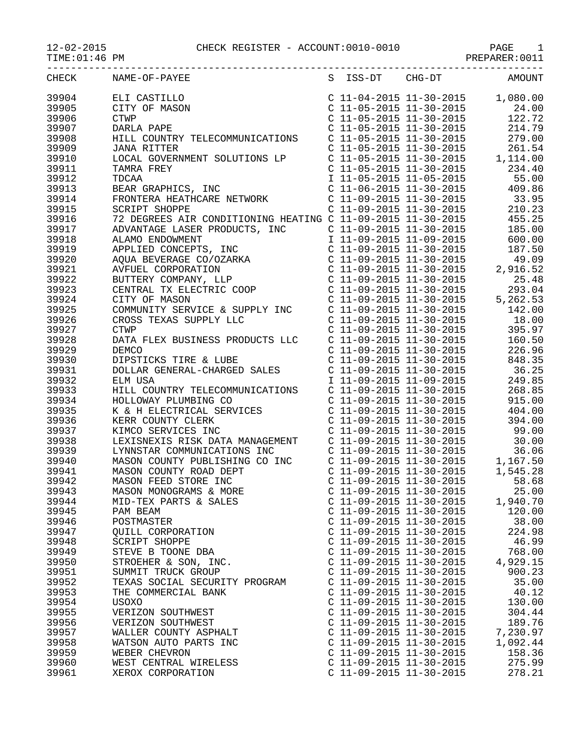12-02-2015 CHECK REGISTER - ACCOUNT:0010-0010

TIME:01:46 PM PREPARER:0011

| CHECK | NAME-OF-PAYEE | S | ISS-DT | CHG-DT | AMOUNT |
|---|---|---|---|---|---|
| 39904 | ELI CASTILLO | C | 11-04-2015 | 11-30-2015 | 1,080.00 |
| 39905 | CITY OF MASON | C | 11-05-2015 | 11-30-2015 | 24.00 |
| 39906 | CTWP | C | 11-05-2015 | 11-30-2015 | 122.72 |
| 39907 | DARLA PAPE | C | 11-05-2015 | 11-30-2015 | 214.79 |
| 39908 | HILL COUNTRY TELECOMMUNICATIONS | C | 11-05-2015 | 11-30-2015 | 279.00 |
| 39909 | JANA RITTER | C | 11-05-2015 | 11-30-2015 | 261.54 |
| 39910 | LOCAL GOVERNMENT SOLUTIONS LP | C | 11-05-2015 | 11-30-2015 | 1,114.00 |
| 39911 | TAMRA FREY | C | 11-05-2015 | 11-30-2015 | 234.40 |
| 39912 | TDCAA | I | 11-05-2015 | 11-05-2015 | 55.00 |
| 39913 | BEAR GRAPHICS, INC | C | 11-06-2015 | 11-30-2015 | 409.86 |
| 39914 | FRONTERA HEATHCARE NETWORK | C | 11-09-2015 | 11-30-2015 | 33.95 |
| 39915 | SCRIPT SHOPPE | C | 11-09-2015 | 11-30-2015 | 210.23 |
| 39916 | 72 DEGREES AIR CONDITIONING HEATING | C | 11-09-2015 | 11-30-2015 | 455.25 |
| 39917 | ADVANTAGE LASER PRODUCTS, INC | C | 11-09-2015 | 11-30-2015 | 185.00 |
| 39918 | ALAMO ENDOWMENT | I | 11-09-2015 | 11-09-2015 | 600.00 |
| 39919 | APPLIED CONCEPTS, INC | C | 11-09-2015 | 11-30-2015 | 187.50 |
| 39920 | AQUA BEVERAGE CO/OZARKA | C | 11-09-2015 | 11-30-2015 | 49.09 |
| 39921 | AVFUEL CORPORATION | C | 11-09-2015 | 11-30-2015 | 2,916.52 |
| 39922 | BUTTERY COMPANY, LLP | C | 11-09-2015 | 11-30-2015 | 25.48 |
| 39923 | CENTRAL TX ELECTRIC COOP | C | 11-09-2015 | 11-30-2015 | 293.04 |
| 39924 | CITY OF MASON | C | 11-09-2015 | 11-30-2015 | 5,262.53 |
| 39925 | COMMUNITY SERVICE & SUPPLY INC | C | 11-09-2015 | 11-30-2015 | 142.00 |
| 39926 | CROSS TEXAS SUPPLY LLC | C | 11-09-2015 | 11-30-2015 | 18.00 |
| 39927 | CTWP | C | 11-09-2015 | 11-30-2015 | 395.97 |
| 39928 | DATA FLEX BUSINESS PRODUCTS LLC | C | 11-09-2015 | 11-30-2015 | 160.50 |
| 39929 | DEMCO | C | 11-09-2015 | 11-30-2015 | 226.96 |
| 39930 | DIPSTICKS TIRE & LUBE | C | 11-09-2015 | 11-30-2015 | 848.35 |
| 39931 | DOLLAR GENERAL-CHARGED SALES | C | 11-09-2015 | 11-30-2015 | 36.25 |
| 39932 | ELM USA | I | 11-09-2015 | 11-09-2015 | 249.85 |
| 39933 | HILL COUNTRY TELECOMMUNICATIONS | C | 11-09-2015 | 11-30-2015 | 268.85 |
| 39934 | HOLLOWAY PLUMBING CO | C | 11-09-2015 | 11-30-2015 | 915.00 |
| 39935 | K & H ELECTRICAL SERVICES | C | 11-09-2015 | 11-30-2015 | 404.00 |
| 39936 | KERR COUNTY CLERK | C | 11-09-2015 | 11-30-2015 | 394.00 |
| 39937 | KIMCO SERVICES INC | C | 11-09-2015 | 11-30-2015 | 99.00 |
| 39938 | LEXISNEXIS RISK DATA MANAGEMENT | C | 11-09-2015 | 11-30-2015 | 30.00 |
| 39939 | LYNNSTAR COMMUNICATIONS INC | C | 11-09-2015 | 11-30-2015 | 36.06 |
| 39940 | MASON COUNTY PUBLISHING CO INC | C | 11-09-2015 | 11-30-2015 | 1,167.50 |
| 39941 | MASON COUNTY ROAD DEPT | C | 11-09-2015 | 11-30-2015 | 1,545.28 |
| 39942 | MASON FEED STORE INC | C | 11-09-2015 | 11-30-2015 | 58.68 |
| 39943 | MASON MONOGRAMS & MORE | C | 11-09-2015 | 11-30-2015 | 25.00 |
| 39944 | MID-TEX PARTS & SALES | C | 11-09-2015 | 11-30-2015 | 1,940.70 |
| 39945 | PAM BEAM | C | 11-09-2015 | 11-30-2015 | 120.00 |
| 39946 | POSTMASTER | C | 11-09-2015 | 11-30-2015 | 38.00 |
| 39947 | QUILL CORPORATION | C | 11-09-2015 | 11-30-2015 | 224.98 |
| 39948 | SCRIPT SHOPPE | C | 11-09-2015 | 11-30-2015 | 46.99 |
| 39949 | STEVE B TOONE DBA | C | 11-09-2015 | 11-30-2015 | 768.00 |
| 39950 | STROEHER & SON, INC. | C | 11-09-2015 | 11-30-2015 | 4,929.15 |
| 39951 | SUMMIT TRUCK GROUP | C | 11-09-2015 | 11-30-2015 | 900.23 |
| 39952 | TEXAS SOCIAL SECURITY PROGRAM | C | 11-09-2015 | 11-30-2015 | 35.00 |
| 39953 | THE COMMERCIAL BANK | C | 11-09-2015 | 11-30-2015 | 40.12 |
| 39954 | USOXO | C | 11-09-2015 | 11-30-2015 | 130.00 |
| 39955 | VERIZON SOUTHWEST | C | 11-09-2015 | 11-30-2015 | 304.44 |
| 39956 | VERIZON SOUTHWEST | C | 11-09-2015 | 11-30-2015 | 189.76 |
| 39957 | WALLER COUNTY ASPHALT | C | 11-09-2015 | 11-30-2015 | 7,230.97 |
| 39958 | WATSON AUTO PARTS INC | C | 11-09-2015 | 11-30-2015 | 1,092.44 |
| 39959 | WEBER CHEVRON | C | 11-09-2015 | 11-30-2015 | 158.36 |
| 39960 | WEST CENTRAL WIRELESS | C | 11-09-2015 | 11-30-2015 | 275.99 |
| 39961 | XEROX CORPORATION | C | 11-09-2015 | 11-30-2015 | 278.21 |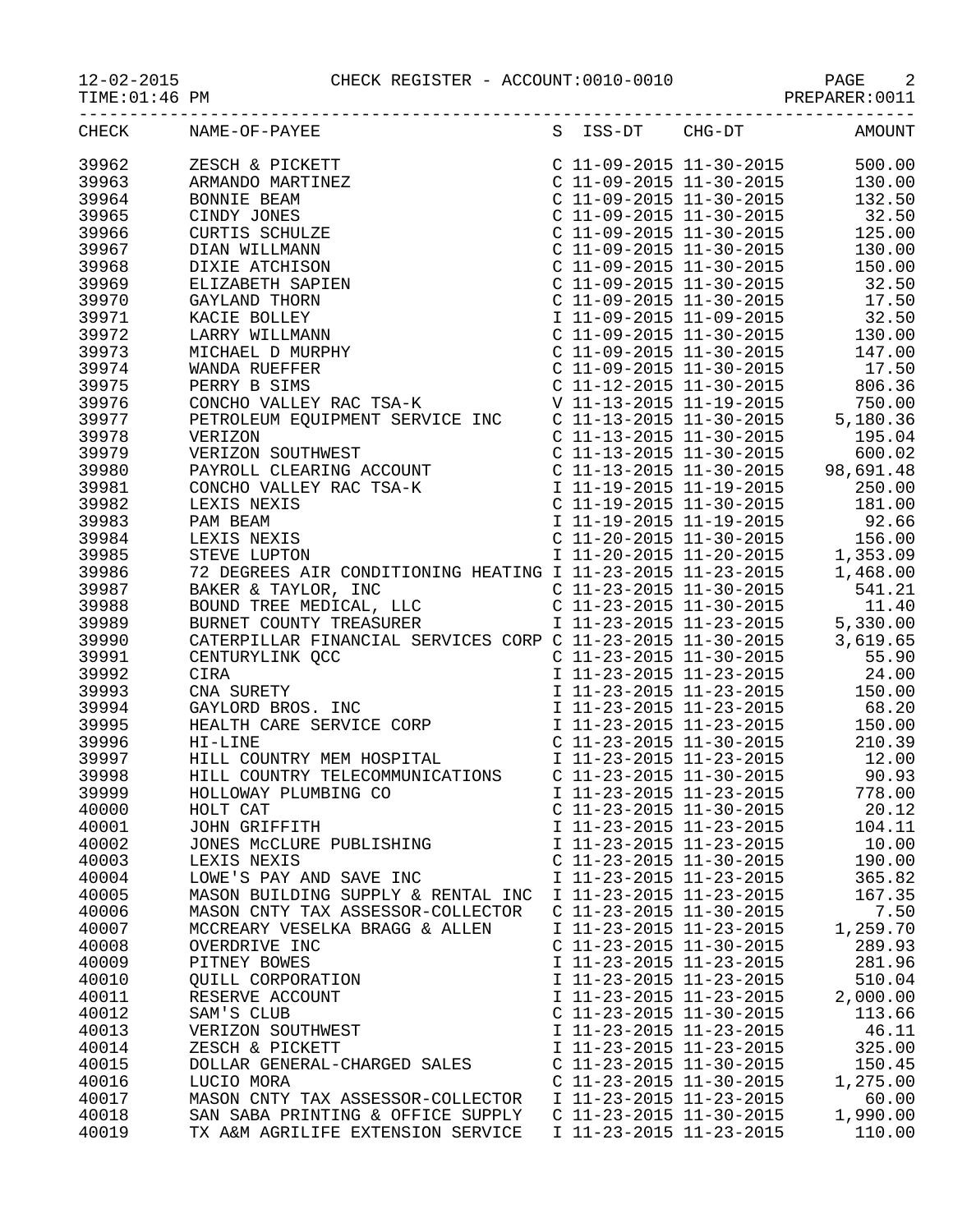12-02-2015 CHECK REGISTER - ACCOUNT:0010-0010

TIME:01:46 PM PREPARER:0011

| CHECK | NAME-OF-PAYEE | S | ISS-DT | CHG-DT | AMOUNT |
|---|---|---|---|---|---|
| 39962 | ZESCH & PICKETT | C | 11-09-2015 | 11-30-2015 | 500.00 |
| 39963 | ARMANDO MARTINEZ | C | 11-09-2015 | 11-30-2015 | 130.00 |
| 39964 | BONNIE BEAM | C | 11-09-2015 | 11-30-2015 | 132.50 |
| 39965 | CINDY JONES | C | 11-09-2015 | 11-30-2015 | 32.50 |
| 39966 | CURTIS SCHULZE | C | 11-09-2015 | 11-30-2015 | 125.00 |
| 39967 | DIAN WILLMANN | C | 11-09-2015 | 11-30-2015 | 130.00 |
| 39968 | DIXIE ATCHISON | C | 11-09-2015 | 11-30-2015 | 150.00 |
| 39969 | ELIZABETH SAPIEN | C | 11-09-2015 | 11-30-2015 | 32.50 |
| 39970 | GAYLAND THORN | C | 11-09-2015 | 11-30-2015 | 17.50 |
| 39971 | KACIE BOLLEY | I | 11-09-2015 | 11-09-2015 | 32.50 |
| 39972 | LARRY WILLMANN | C | 11-09-2015 | 11-30-2015 | 130.00 |
| 39973 | MICHAEL D MURPHY | C | 11-09-2015 | 11-30-2015 | 147.00 |
| 39974 | WANDA RUEFFER | C | 11-09-2015 | 11-30-2015 | 17.50 |
| 39975 | PERRY B SIMS | C | 11-12-2015 | 11-30-2015 | 806.36 |
| 39976 | CONCHO VALLEY RAC TSA-K | V | 11-13-2015 | 11-19-2015 | 750.00 |
| 39977 | PETROLEUM EQUIPMENT SERVICE INC | C | 11-13-2015 | 11-30-2015 | 5,180.36 |
| 39978 | VERIZON | C | 11-13-2015 | 11-30-2015 | 195.04 |
| 39979 | VERIZON SOUTHWEST | C | 11-13-2015 | 11-30-2015 | 600.02 |
| 39980 | PAYROLL CLEARING ACCOUNT | C | 11-13-2015 | 11-30-2015 | 98,691.48 |
| 39981 | CONCHO VALLEY RAC TSA-K | I | 11-19-2015 | 11-19-2015 | 250.00 |
| 39982 | LEXIS NEXIS | C | 11-19-2015 | 11-30-2015 | 181.00 |
| 39983 | PAM BEAM | I | 11-19-2015 | 11-19-2015 | 92.66 |
| 39984 | LEXIS NEXIS | C | 11-20-2015 | 11-30-2015 | 156.00 |
| 39985 | STEVE LUPTON | I | 11-20-2015 | 11-20-2015 | 1,353.09 |
| 39986 | 72 DEGREES AIR CONDITIONING HEATING | I | 11-23-2015 | 11-23-2015 | 1,468.00 |
| 39987 | BAKER & TAYLOR, INC | C | 11-23-2015 | 11-30-2015 | 541.21 |
| 39988 | BOUND TREE MEDICAL, LLC | C | 11-23-2015 | 11-30-2015 | 11.40 |
| 39989 | BURNET COUNTY TREASURER | I | 11-23-2015 | 11-23-2015 | 5,330.00 |
| 39990 | CATERPILLAR FINANCIAL SERVICES CORP | C | 11-23-2015 | 11-30-2015 | 3,619.65 |
| 39991 | CENTURYLINK QCC | C | 11-23-2015 | 11-30-2015 | 55.90 |
| 39992 | CIRA | I | 11-23-2015 | 11-23-2015 | 24.00 |
| 39993 | CNA SURETY | I | 11-23-2015 | 11-23-2015 | 150.00 |
| 39994 | GAYLORD BROS. INC | I | 11-23-2015 | 11-23-2015 | 68.20 |
| 39995 | HEALTH CARE SERVICE CORP | I | 11-23-2015 | 11-23-2015 | 150.00 |
| 39996 | HI-LINE | C | 11-23-2015 | 11-30-2015 | 210.39 |
| 39997 | HILL COUNTRY MEM HOSPITAL | I | 11-23-2015 | 11-23-2015 | 12.00 |
| 39998 | HILL COUNTRY TELECOMMUNICATIONS | C | 11-23-2015 | 11-30-2015 | 90.93 |
| 39999 | HOLLOWAY PLUMBING CO | I | 11-23-2015 | 11-23-2015 | 778.00 |
| 40000 | HOLT CAT | C | 11-23-2015 | 11-30-2015 | 20.12 |
| 40001 | JOHN GRIFFITH | I | 11-23-2015 | 11-23-2015 | 104.11 |
| 40002 | JONES McCLURE PUBLISHING | I | 11-23-2015 | 11-23-2015 | 10.00 |
| 40003 | LEXIS NEXIS | C | 11-23-2015 | 11-30-2015 | 190.00 |
| 40004 | LOWE'S PAY AND SAVE INC | I | 11-23-2015 | 11-23-2015 | 365.82 |
| 40005 | MASON BUILDING SUPPLY & RENTAL INC | I | 11-23-2015 | 11-23-2015 | 167.35 |
| 40006 | MASON CNTY TAX ASSESSOR-COLLECTOR | C | 11-23-2015 | 11-30-2015 | 7.50 |
| 40007 | MCCREARY VESELKA BRAGG & ALLEN | I | 11-23-2015 | 11-23-2015 | 1,259.70 |
| 40008 | OVERDRIVE INC | C | 11-23-2015 | 11-30-2015 | 289.93 |
| 40009 | PITNEY BOWES | I | 11-23-2015 | 11-23-2015 | 281.96 |
| 40010 | QUILL CORPORATION | I | 11-23-2015 | 11-23-2015 | 510.04 |
| 40011 | RESERVE ACCOUNT | I | 11-23-2015 | 11-23-2015 | 2,000.00 |
| 40012 | SAM'S CLUB | C | 11-23-2015 | 11-30-2015 | 113.66 |
| 40013 | VERIZON SOUTHWEST | I | 11-23-2015 | 11-23-2015 | 46.11 |
| 40014 | ZESCH & PICKETT | I | 11-23-2015 | 11-23-2015 | 325.00 |
| 40015 | DOLLAR GENERAL-CHARGED SALES | C | 11-23-2015 | 11-30-2015 | 150.45 |
| 40016 | LUCIO MORA | C | 11-23-2015 | 11-30-2015 | 1,275.00 |
| 40017 | MASON CNTY TAX ASSESSOR-COLLECTOR | I | 11-23-2015 | 11-23-2015 | 60.00 |
| 40018 | SAN SABA PRINTING & OFFICE SUPPLY | C | 11-23-2015 | 11-30-2015 | 1,990.00 |
| 40019 | TX A&M AGRILIFE EXTENSION SERVICE | I | 11-23-2015 | 11-23-2015 | 110.00 |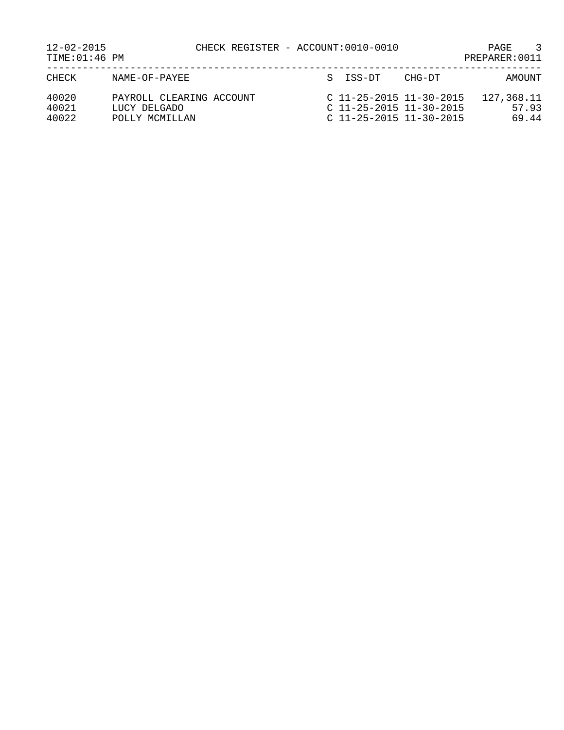12-02-2015 CHECK REGISTER - ACCOUNT:0010-0010

TIME:01:46 PM PREPARER:0011

| CHECK | NAME-OF-PAYEE | S | ISS-DT | CHG-DT | AMOUNT |
|---|---|---|---|---|---|
| 40020 | PAYROLL CLEARING ACCOUNT | C | 11-25-2015 | 11-30-2015 | 127,368.11 |
| 40021 | LUCY DELGADO | C | 11-25-2015 | 11-30-2015 | 57.93 |
| 40022 | POLLY MCMILLAN | C | 11-25-2015 | 11-30-2015 | 69.44 |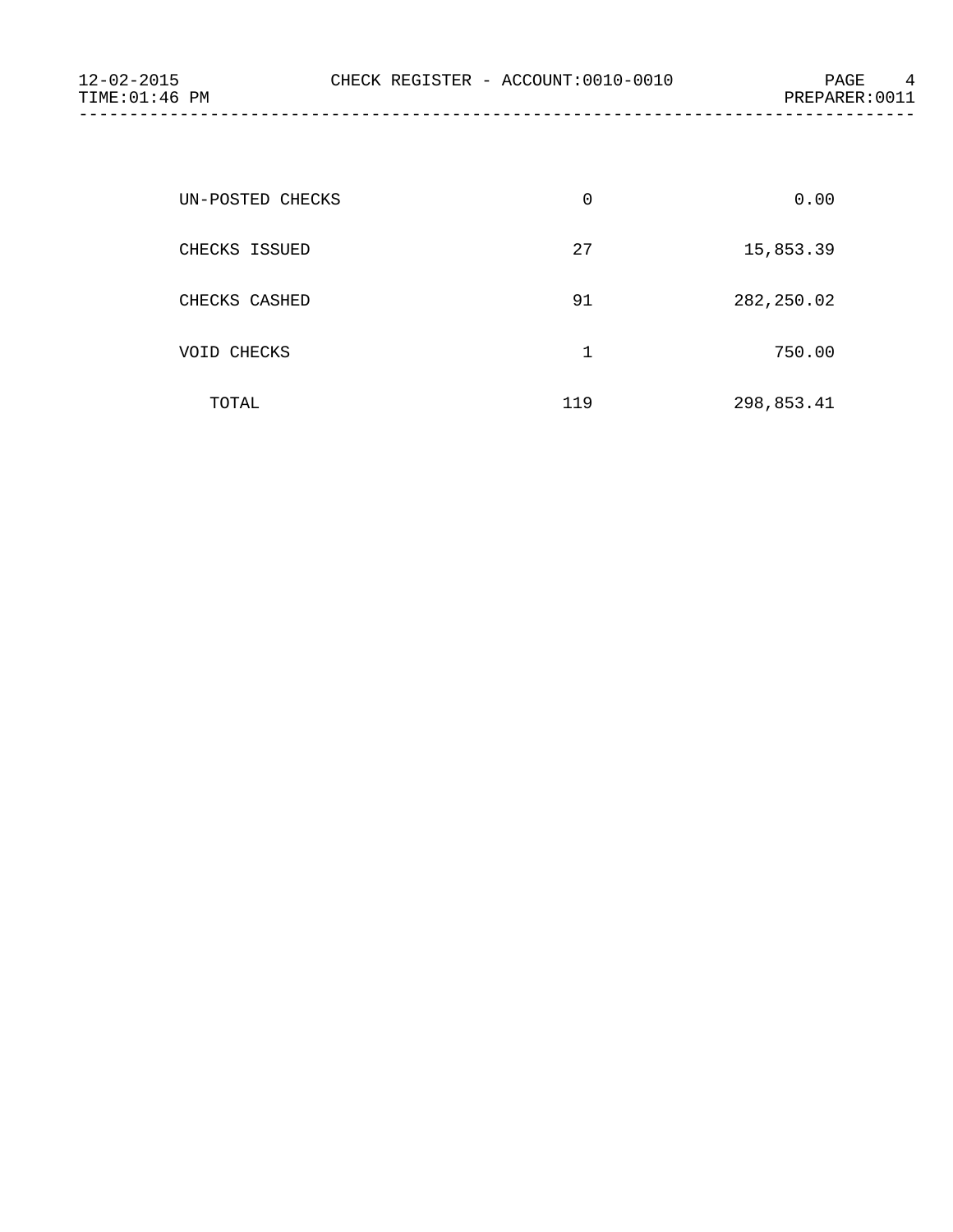12-02-2015 CHECK REGISTER - ACCOUNT:0010-0010 PAGE 4
TIME:01:46 PM PREPARER:0011

| | | |
|---|---|---|
| UN-POSTED CHECKS | 0 | 0.00 |
| CHECKS ISSUED | 27 | 15,853.39 |
| CHECKS CASHED | 91 | 282,250.02 |
| VOID CHECKS | 1 | 750.00 |
| TOTAL | 119 | 298,853.41 |